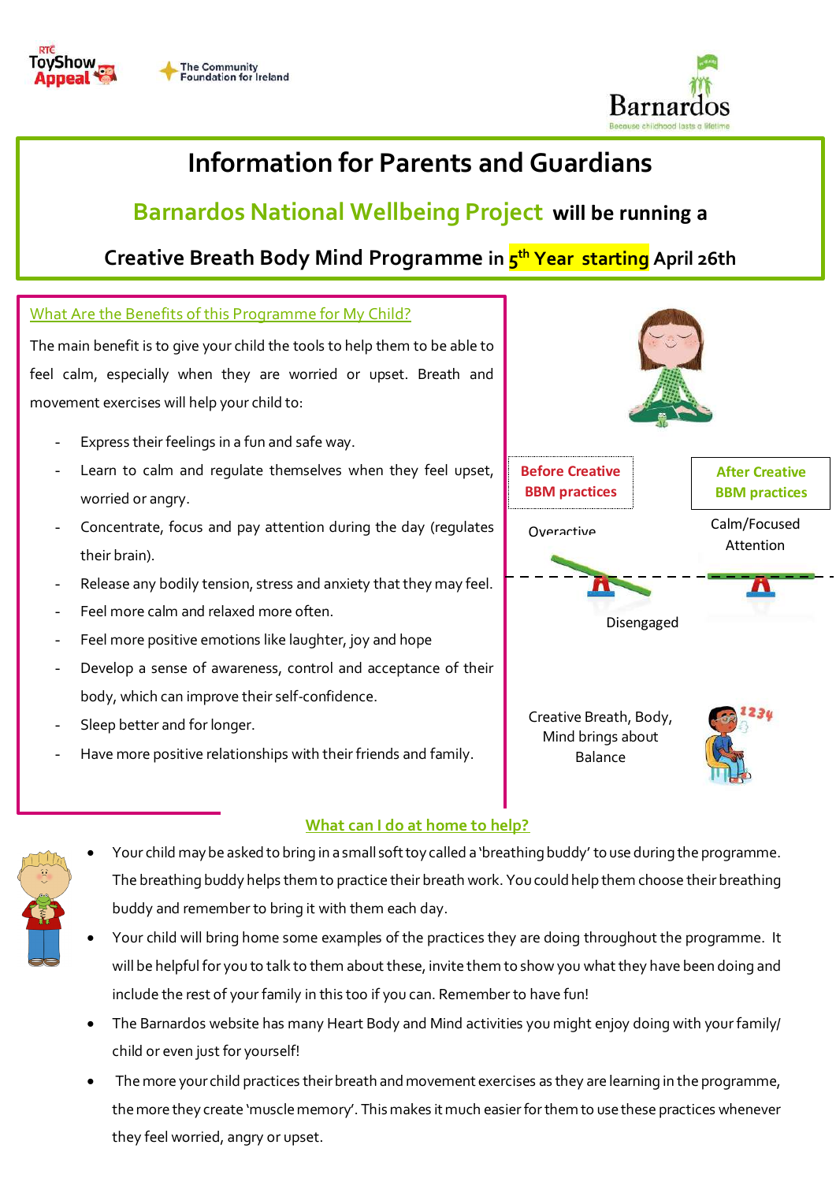# Information for Parents and Guardians

## Barnardos National Wellbeing Project will be running a

## Creative Breath Body Mind Programme in 5th Year starting April 26th

### What Are the Benefits of this Programme for My Child?

The main benefit is to give your child the tools to help them to be able to feel calm, especially when they are worried or upset. Breath and movement exercises will help your child to:

- Express their feelings in a fun and safe way.
- Learn to calm and regulate themselves when they feel upset, worried or angry.
- Concentrate, focus and pay attention during the day (regulates their brain).
- Release any bodily tension, stress and anxiety that they may feel.
- Feel more calm and relaxed more often.
- Feel more positive emotions like laughter, joy and hope
- Develop a sense of awareness, control and acceptance of their body, which can improve their self-confidence.
- Sleep better and for longer.
- Have more positive relationships with their friends and family.

**Before Creative BBM practices**

Overactive

Disengaged

**After Creative BBM practices**

Calm/Focused Attention

Creative Breath, Body, Mind brings about Balance

### What can I do at home to help?

- Your child may be asked to bring in a small soft toy called a 'breathing buddy' to use during the programme. The breathing buddy helps them to practice their breath work. You could help them choose their breathing buddy and remember to bring it with them each day.
- Your child will bring home some examples of the practices they are doing throughout the programme. It will be helpful for you to talk to them about these, invite them to show you what they have been doing and include the rest of your family in this too if you can. Remember to have fun!
- The Barnardos website has many Heart Body and Mind activities you might enjoy doing with your family/ child or even just for yourself!
- The more your child practices their breath and movement exercises as they are learning in the programme, the more they create 'muscle memory'. This makes it much easier for them to use these practices whenever they feel worried, angry or upset.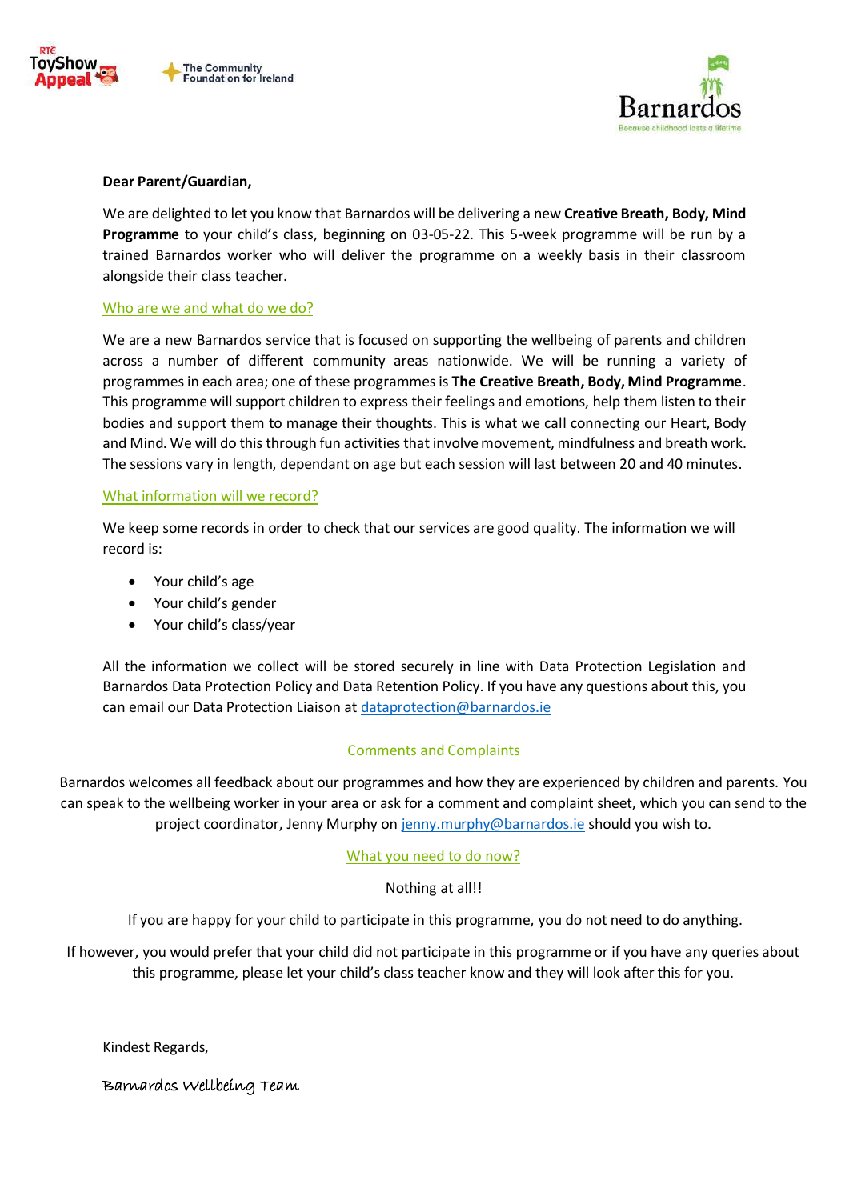**Dear Parent/Guardian,**

We are delighted to let you know that Barnardos will be delivering a new **Creative Breath, Body, Mind Programme** to your child's class, beginning on 03-05-22. This 5-week programme will be run by a trained Barnardos worker who will deliver the programme on a weekly basis in their classroom alongside their class teacher.

## Who are we and what do we do?

We are a new Barnardos service that is focused on supporting the wellbeing of parents and children across a number of different community areas nationwide. We will be running a variety of programmes in each area; one of these programmes is **The Creative Breath, Body, Mind Programme**. This programme will support children to express their feelings and emotions, help them listen to their bodies and support them to manage their thoughts. This is what we call connecting our Heart, Body and Mind. We will do this through fun activities that involve movement, mindfulness and breath work. The sessions vary in length, dependant on age but each session will last between 20 and 40 minutes.

## What information will we record?

We keep some records in order to check that our services are good quality. The information we will record is:

- Your child's age
- Your child's gender
- Your child's class/year

All the information we collect will be stored securely in line with Data Protection Legislation and Barnardos Data Protection Policy and Data Retention Policy. If you have any questions about this, you can email our Data Protection Liaison at dataprotection@barnardos.ie

## Comments and Complaints

Barnardos welcomes all feedback about our programmes and how they are experienced by children and parents. You can speak to the wellbeing worker in your area or ask for a comment and complaint sheet, which you can send to the project coordinator, Jenny Murphy on jenny.murphy@barnardos.ie should you wish to.

## What you need to do now?

Nothing at all!!

If you are happy for your child to participate in this programme, you do not need to do anything.

If however, you would prefer that your child did not participate in this programme or if you have any queries about this programme, please let your child's class teacher know and they will look after this for you.

Kindest Regards,

Barnardos Wellbeing Team